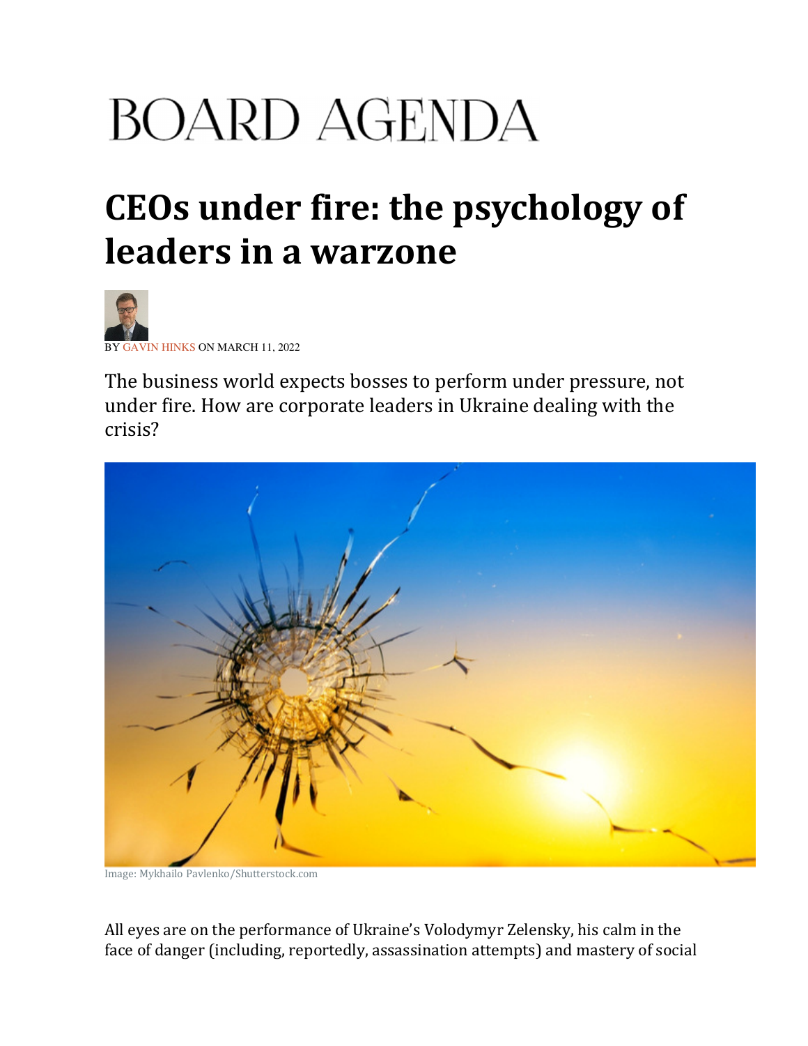BOARD AGENDA

# CEOs under fire: the psychology of leaders in a warzone

BY GAVIN HINKS ON MARCH 11, 2022

The business world expects bosses to perform under pressure, not under fire. How are corporate leaders in Ukraine dealing with the crisis?

Image: Mykhailo Pavlenko/Shutterstock.com

All eyes are on the performance of Ukraine's Volodymyr Zelensky, his calm in the face of danger (including, reportedly, assassination attempts) and mastery of social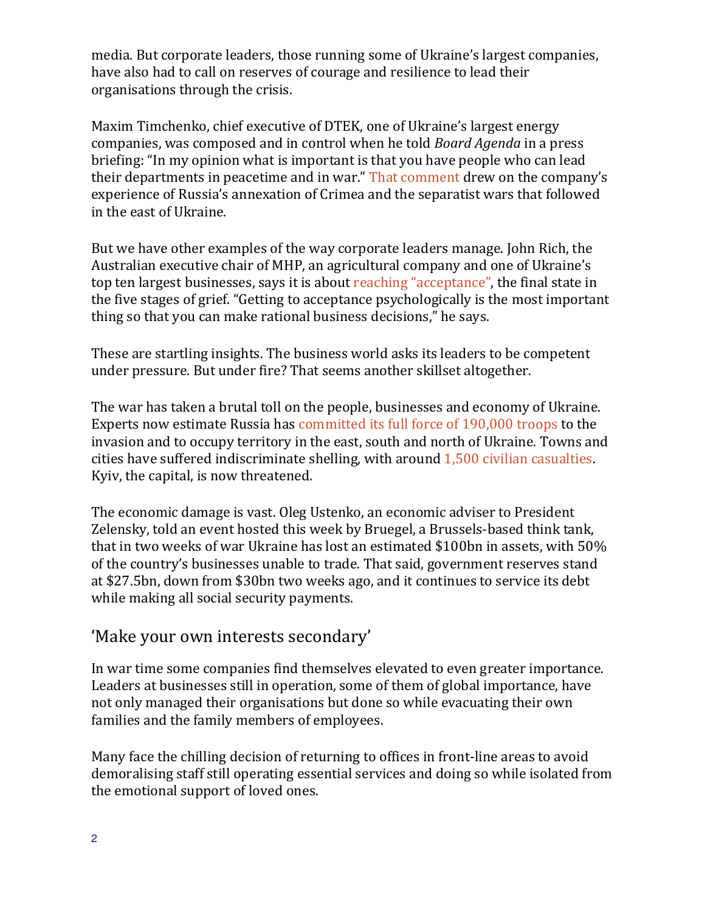media. But corporate leaders, those running some of Ukraine's largest companies, have also had to call on reserves of courage and resilience to lead their organisations through the crisis.

Maxim Timchenko, chief executive of DTEK, one of Ukraine's largest energy companies, was composed and in control when he told *Board Agenda* in a press briefing: "In my opinion what is important is that you have people who can lead their departments in peacetime and in war." That comment drew on the company's experience of Russia's annexation of Crimea and the separatist wars that followed in the east of Ukraine.

But we have other examples of the way corporate leaders manage. John Rich, the Australian executive chair of MHP, an agricultural company and one of Ukraine's top ten largest businesses, says it is about reaching "acceptance", the final state in the five stages of grief. "Getting to acceptance psychologically is the most important thing so that you can make rational business decisions," he says.

These are startling insights. The business world asks its leaders to be competent under pressure. But under fire? That seems another skillset altogether.

The war has taken a brutal toll on the people, businesses and economy of Ukraine. Experts now estimate Russia has committed its full force of 190,000 troops to the invasion and to occupy territory in the east, south and north of Ukraine. Towns and cities have suffered indiscriminate shelling, with around 1,500 civilian casualties. Kyiv, the capital, is now threatened.

The economic damage is vast. Oleg Ustenko, an economic adviser to President Zelensky, told an event hosted this week by Bruegel, a Brussels-based think tank, that in two weeks of war Ukraine has lost an estimated $100bn in assets, with 50% of the country's businesses unable to trade. That said, government reserves stand at $27.5bn, down from $30bn two weeks ago, and it continues to service its debt while making all social security payments.

## 'Make your own interests secondary'

In war time some companies find themselves elevated to even greater importance. Leaders at businesses still in operation, some of them of global importance, have not only managed their organisations but done so while evacuating their own families and the family members of employees.

Many face the chilling decision of returning to offices in front-line areas to avoid demoralising staff still operating essential services and doing so while isolated from the emotional support of loved ones.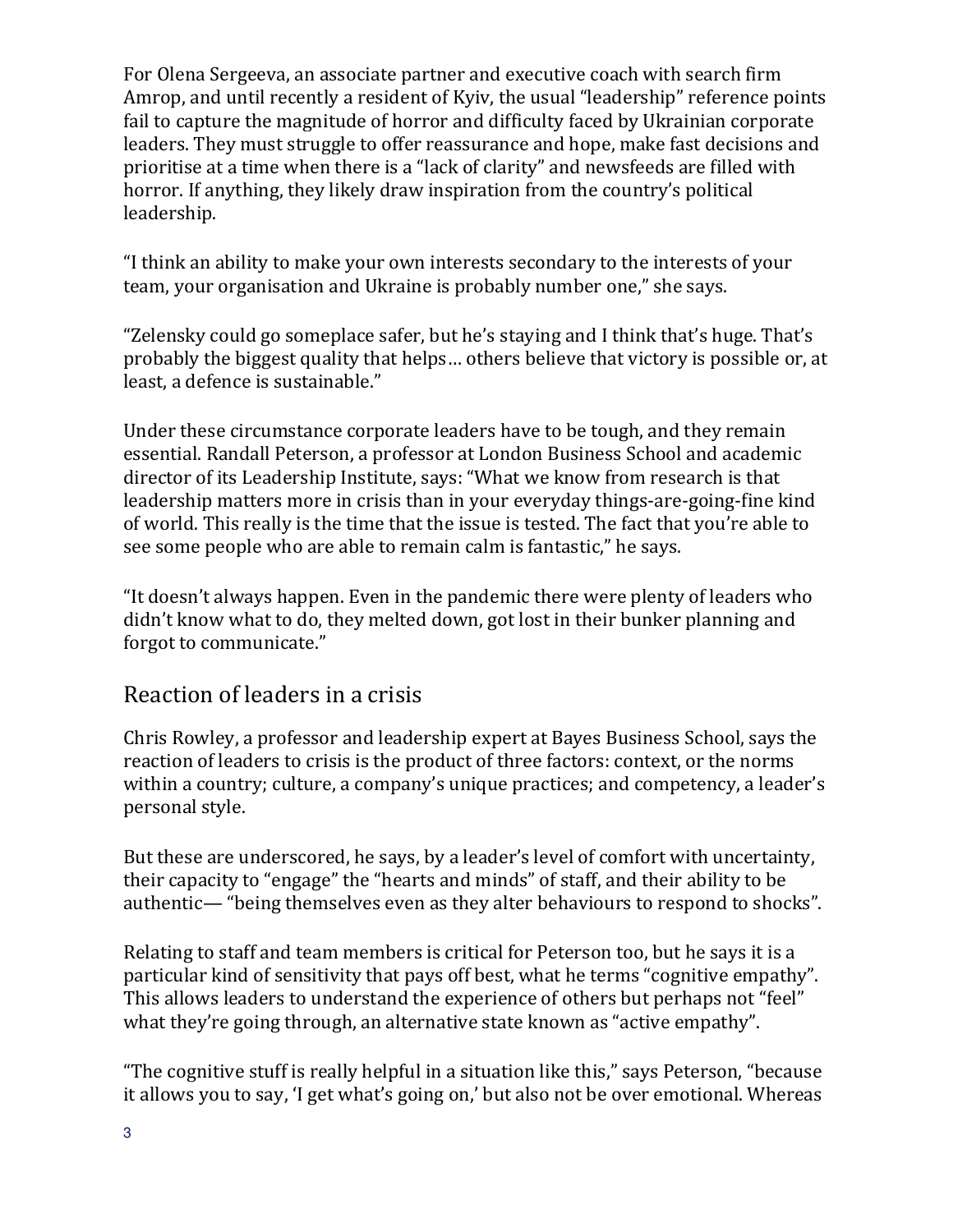For Olena Sergeeva, an associate partner and executive coach with search firm Amrop, and until recently a resident of Kyiv, the usual "leadership" reference points fail to capture the magnitude of horror and difficulty faced by Ukrainian corporate leaders. They must struggle to offer reassurance and hope, make fast decisions and prioritise at a time when there is a "lack of clarity" and newsfeeds are filled with horror. If anything, they likely draw inspiration from the country's political leadership.

"I think an ability to make your own interests secondary to the interests of your team, your organisation and Ukraine is probably number one," she says.

"Zelensky could go someplace safer, but he's staying and I think that's huge. That's probably the biggest quality that helps… others believe that victory is possible or, at least, a defence is sustainable."

Under these circumstance corporate leaders have to be tough, and they remain essential. Randall Peterson, a professor at London Business School and academic director of its Leadership Institute, says: "What we know from research is that leadership matters more in crisis than in your everyday things-are-going-fine kind of world. This really is the time that the issue is tested. The fact that you're able to see some people who are able to remain calm is fantastic," he says.

"It doesn't always happen. Even in the pandemic there were plenty of leaders who didn't know what to do, they melted down, got lost in their bunker planning and forgot to communicate."

## Reaction of leaders in a crisis

Chris Rowley, a professor and leadership expert at Bayes Business School, says the reaction of leaders to crisis is the product of three factors: context, or the norms within a country; culture, a company's unique practices; and competency, a leader's personal style.

But these are underscored, he says, by a leader's level of comfort with uncertainty, their capacity to "engage" the "hearts and minds" of staff, and their ability to be authentic— "being themselves even as they alter behaviours to respond to shocks".

Relating to staff and team members is critical for Peterson too, but he says it is a particular kind of sensitivity that pays off best, what he terms "cognitive empathy". This allows leaders to understand the experience of others but perhaps not "feel" what they're going through, an alternative state known as "active empathy".

"The cognitive stuff is really helpful in a situation like this," says Peterson, "because it allows you to say, 'I get what's going on,' but also not be over emotional. Whereas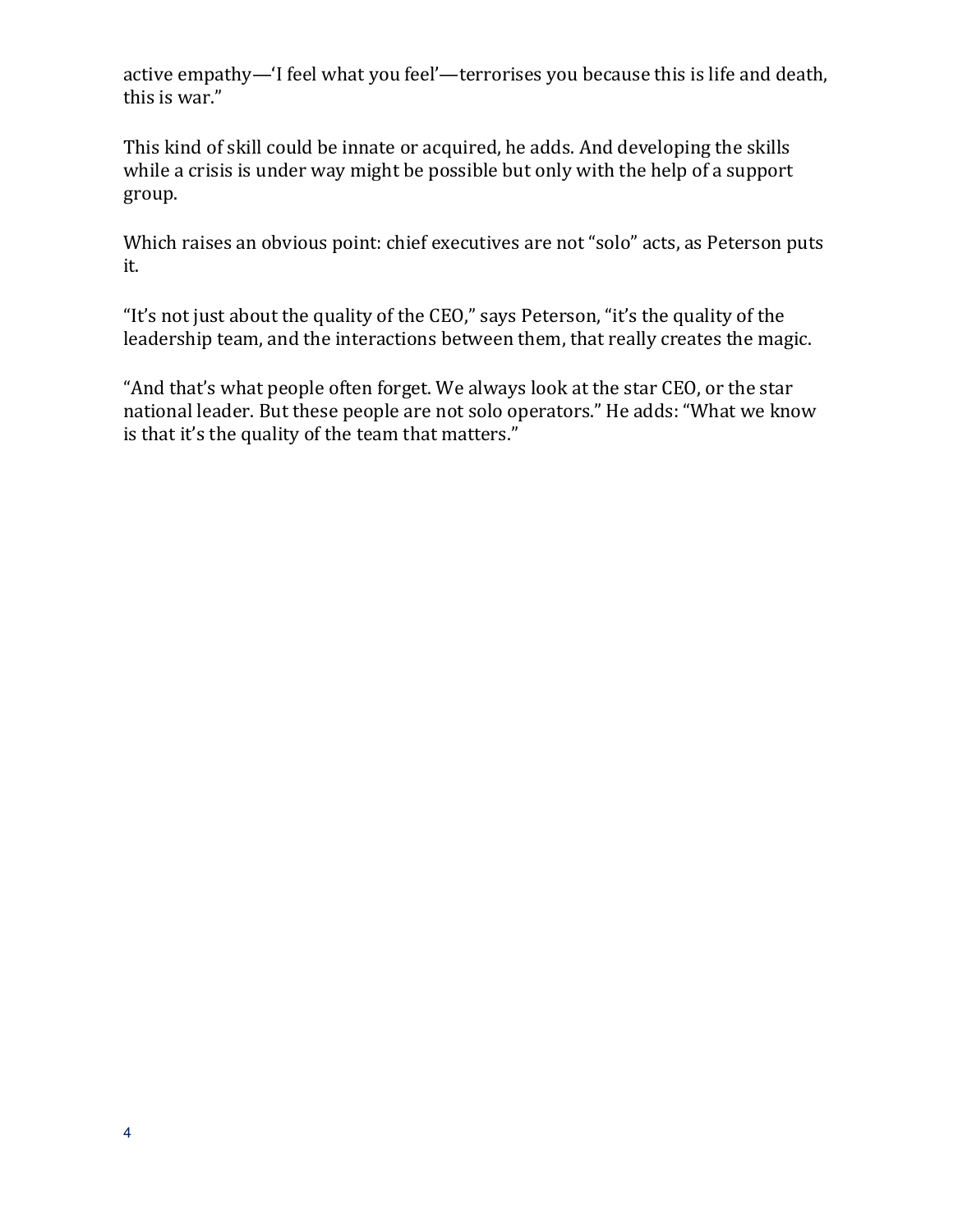active empathy—'I feel what you feel'—terrorises you because this is life and death, this is war."

This kind of skill could be innate or acquired, he adds. And developing the skills while a crisis is under way might be possible but only with the help of a support group.

Which raises an obvious point: chief executives are not "solo" acts, as Peterson puts it.

"It's not just about the quality of the CEO," says Peterson, "it's the quality of the leadership team, and the interactions between them, that really creates the magic.

"And that's what people often forget. We always look at the star CEO, or the star national leader. But these people are not solo operators." He adds: "What we know is that it's the quality of the team that matters."